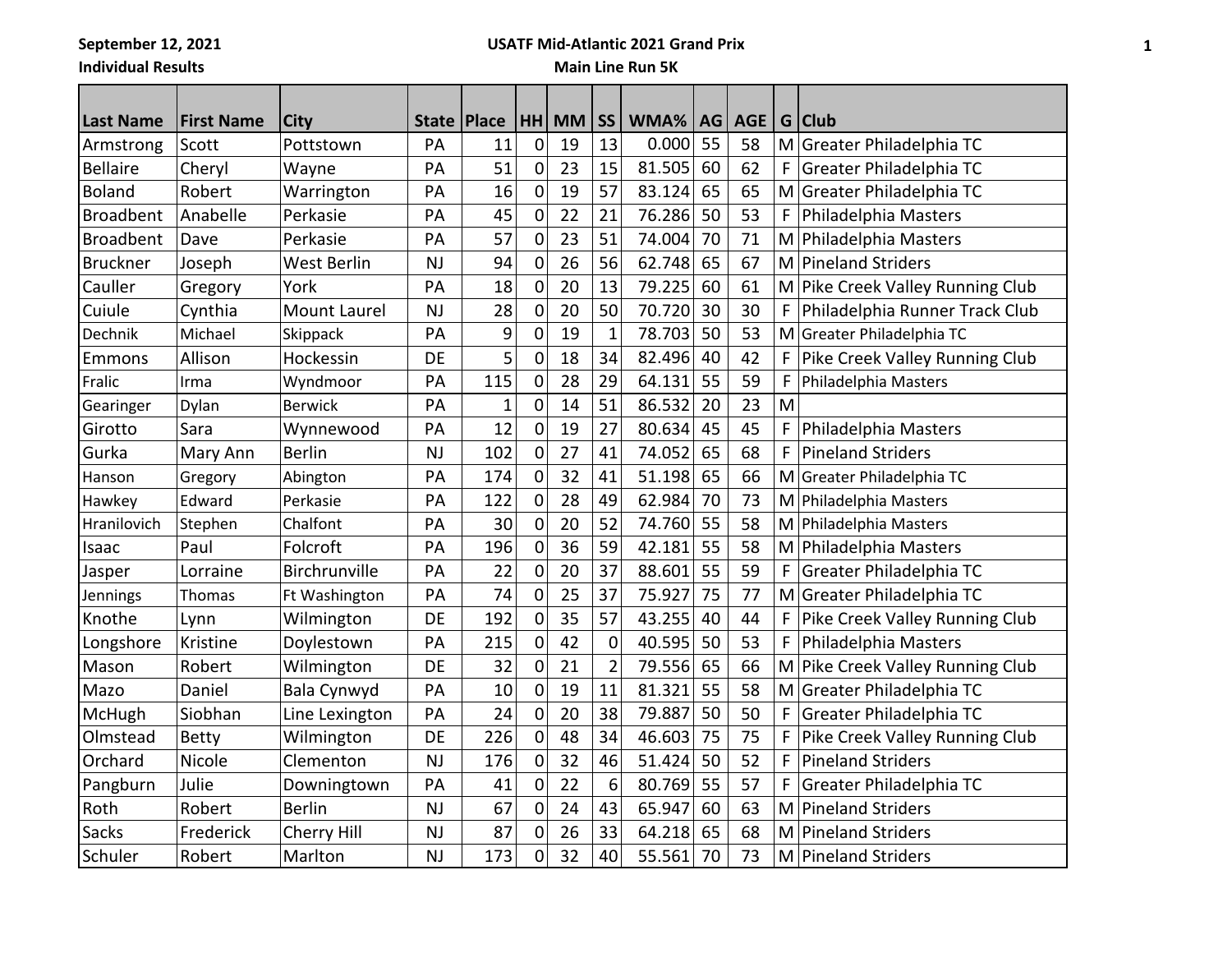**September 12, 2021**

**Individual Results**

**USATF Mid-Atlantic 2021 Grand Prix**

**Main Line Run 5K**

| Last Name | First Name | City | State | Place | HH | MM | SS | WMA% | AG | AGE | G | Club |
|---|---|---|---|---|---|---|---|---|---|---|---|---|
| Armstrong | Scott | Pottstown | PA | 11 | 0 | 19 | 13 | 0.000 | 55 | 58 | M | Greater Philadelphia TC |
| Bellaire | Cheryl | Wayne | PA | 51 | 0 | 23 | 15 | 81.505 | 60 | 62 | F | Greater Philadelphia TC |
| Boland | Robert | Warrington | PA | 16 | 0 | 19 | 57 | 83.124 | 65 | 65 | M | Greater Philadelphia TC |
| Broadbent | Anabelle | Perkasie | PA | 45 | 0 | 22 | 21 | 76.286 | 50 | 53 | F | Philadelphia Masters |
| Broadbent | Dave | Perkasie | PA | 57 | 0 | 23 | 51 | 74.004 | 70 | 71 | M | Philadelphia Masters |
| Bruckner | Joseph | West Berlin | NJ | 94 | 0 | 26 | 56 | 62.748 | 65 | 67 | M | Pineland Striders |
| Cauller | Gregory | York | PA | 18 | 0 | 20 | 13 | 79.225 | 60 | 61 | M | Pike Creek Valley Running Club |
| Cuiule | Cynthia | Mount Laurel | NJ | 28 | 0 | 20 | 50 | 70.720 | 30 | 30 | F | Philadelphia Runner Track Club |
| Dechnik | Michael | Skippack | PA | 9 | 0 | 19 | 1 | 78.703 | 50 | 53 | M | Greater Philadelphia TC |
| Emmons | Allison | Hockessin | DE | 5 | 0 | 18 | 34 | 82.496 | 40 | 42 | F | Pike Creek Valley Running Club |
| Fralic | Irma | Wyndmoor | PA | 115 | 0 | 28 | 29 | 64.131 | 55 | 59 | F | Philadelphia Masters |
| Gearinger | Dylan | Berwick | PA | 1 | 0 | 14 | 51 | 86.532 | 20 | 23 | M | |
| Girotto | Sara | Wynnewood | PA | 12 | 0 | 19 | 27 | 80.634 | 45 | 45 | F | Philadelphia Masters |
| Gurka | Mary Ann | Berlin | NJ | 102 | 0 | 27 | 41 | 74.052 | 65 | 68 | F | Pineland Striders |
| Hanson | Gregory | Abington | PA | 174 | 0 | 32 | 41 | 51.198 | 65 | 66 | M | Greater Philadelphia TC |
| Hawkey | Edward | Perkasie | PA | 122 | 0 | 28 | 49 | 62.984 | 70 | 73 | M | Philadelphia Masters |
| Hranilovich | Stephen | Chalfont | PA | 30 | 0 | 20 | 52 | 74.760 | 55 | 58 | M | Philadelphia Masters |
| Isaac | Paul | Folcroft | PA | 196 | 0 | 36 | 59 | 42.181 | 55 | 58 | M | Philadelphia Masters |
| Jasper | Lorraine | Birchrunville | PA | 22 | 0 | 20 | 37 | 88.601 | 55 | 59 | F | Greater Philadelphia TC |
| Jennings | Thomas | Ft Washington | PA | 74 | 0 | 25 | 37 | 75.927 | 75 | 77 | M | Greater Philadelphia TC |
| Knothe | Lynn | Wilmington | DE | 192 | 0 | 35 | 57 | 43.255 | 40 | 44 | F | Pike Creek Valley Running Club |
| Longshore | Kristine | Doylestown | PA | 215 | 0 | 42 | 0 | 40.595 | 50 | 53 | F | Philadelphia Masters |
| Mason | Robert | Wilmington | DE | 32 | 0 | 21 | 2 | 79.556 | 65 | 66 | M | Pike Creek Valley Running Club |
| Mazo | Daniel | Bala Cynwyd | PA | 10 | 0 | 19 | 11 | 81.321 | 55 | 58 | M | Greater Philadelphia TC |
| McHugh | Siobhan | Line Lexington | PA | 24 | 0 | 20 | 38 | 79.887 | 50 | 50 | F | Greater Philadelphia TC |
| Olmstead | Betty | Wilmington | DE | 226 | 0 | 48 | 34 | 46.603 | 75 | 75 | F | Pike Creek Valley Running Club |
| Orchard | Nicole | Clementon | NJ | 176 | 0 | 32 | 46 | 51.424 | 50 | 52 | F | Pineland Striders |
| Pangburn | Julie | Downingtown | PA | 41 | 0 | 22 | 6 | 80.769 | 55 | 57 | F | Greater Philadelphia TC |
| Roth | Robert | Berlin | NJ | 67 | 0 | 24 | 43 | 65.947 | 60 | 63 | M | Pineland Striders |
| Sacks | Frederick | Cherry Hill | NJ | 87 | 0 | 26 | 33 | 64.218 | 65 | 68 | M | Pineland Striders |
| Schuler | Robert | Marlton | NJ | 173 | 0 | 32 | 40 | 55.561 | 70 | 73 | M | Pineland Striders |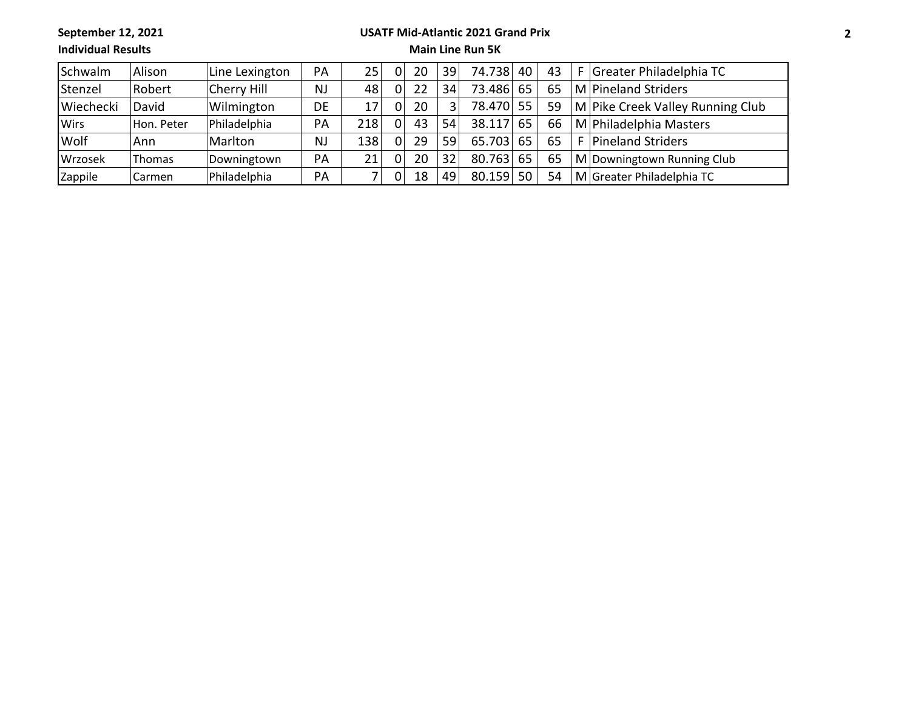**September 12, 2021**

**Individual Results**

**USATF Mid-Atlantic 2021 Grand Prix**

**Main Line Run 5K**

| | | | | | | | | | | | | |
|---|---|---|---|---|---|---|---|---|---|---|---|---|
| Schwalm | Alison | Line Lexington | PA | 25 | 0 | 20 | 39 | 74.738 | 40 | 43 | F | Greater Philadelphia TC |
| Stenzel | Robert | Cherry Hill | NJ | 48 | 0 | 22 | 34 | 73.486 | 65 | 65 | M | Pineland Striders |
| Wiechecki | David | Wilmington | DE | 17 | 0 | 20 | 3 | 78.470 | 55 | 59 | M | Pike Creek Valley Running Club |
| Wirs | Hon. Peter | Philadelphia | PA | 218 | 0 | 43 | 54 | 38.117 | 65 | 66 | M | Philadelphia Masters |
| Wolf | Ann | Marlton | NJ | 138 | 0 | 29 | 59 | 65.703 | 65 | 65 | F | Pineland Striders |
| Wrzosek | Thomas | Downingtown | PA | 21 | 0 | 20 | 32 | 80.763 | 65 | 65 | M | Downingtown Running Club |
| Zappile | Carmen | Philadelphia | PA | 7 | 0 | 18 | 49 | 80.159 | 50 | 54 | M | Greater Philadelphia TC |